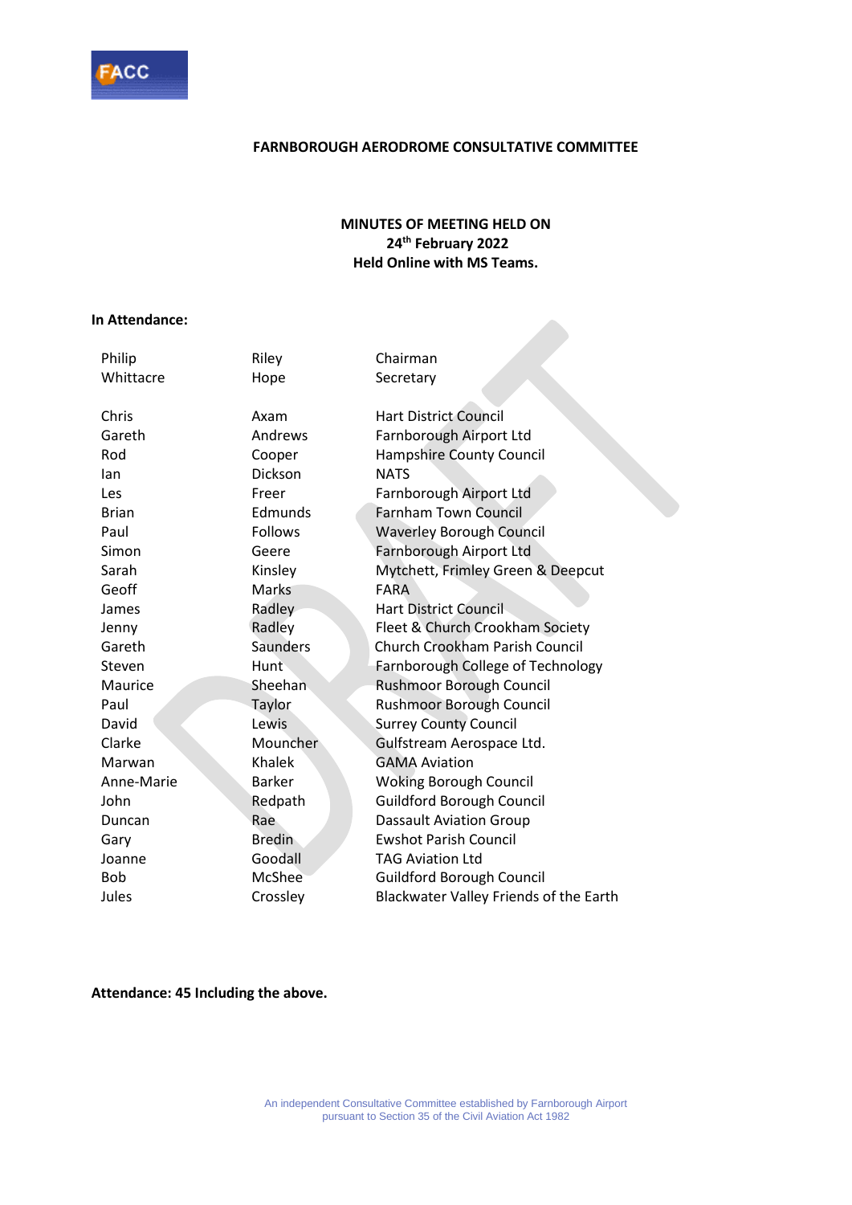FACC

**FARNBOROUGH AERODROME CONSULTATIVE COMMITTEE**

**MINUTES OF MEETING HELD ON**
**24th February 2022**
**Held Online with MS Teams.**

**In Attendance:**

| | | |
|---|---|---|
| Philip | Riley | Chairman |
| Whittacre | Hope | Secretary |
| | | |
| Chris | Axam | Hart District Council |
| Gareth | Andrews | Farnborough Airport Ltd |
| Rod | Cooper | Hampshire County Council |
| Ian | Dickson | NATS |
| Les | Freer | Farnborough Airport Ltd |
| Brian | Edmunds | Farnham Town Council |
| Paul | Follows | Waverley Borough Council |
| Simon | Geere | Farnborough Airport Ltd |
| Sarah | Kinsley | Mytchett, Frimley Green & Deepcut |
| Geoff | Marks | FARA |
| James | Radley | Hart District Council |
| Jenny | Radley | Fleet & Church Crookham Society |
| Gareth | Saunders | Church Crookham Parish Council |
| Steven | Hunt | Farnborough College of Technology |
| Maurice | Sheehan | Rushmoor Borough Council |
| Paul | Taylor | Rushmoor Borough Council |
| David | Lewis | Surrey County Council |
| Clarke | Mouncher | Gulfstream Aerospace Ltd. |
| Marwan | Khalek | GAMA Aviation |
| Anne-Marie | Barker | Woking Borough Council |
| John | Redpath | Guildford Borough Council |
| Duncan | Rae | Dassault Aviation Group |
| Gary | Bredin | Ewshot Parish Council |
| Joanne | Goodall | TAG Aviation Ltd |
| Bob | McShee | Guildford Borough Council |
| Jules | Crossley | Blackwater Valley Friends of the Earth |

**Attendance: 45 Including the above.**

An independent Consultative Committee established by Farnborough Airport pursuant to Section 35 of the Civil Aviation Act 1982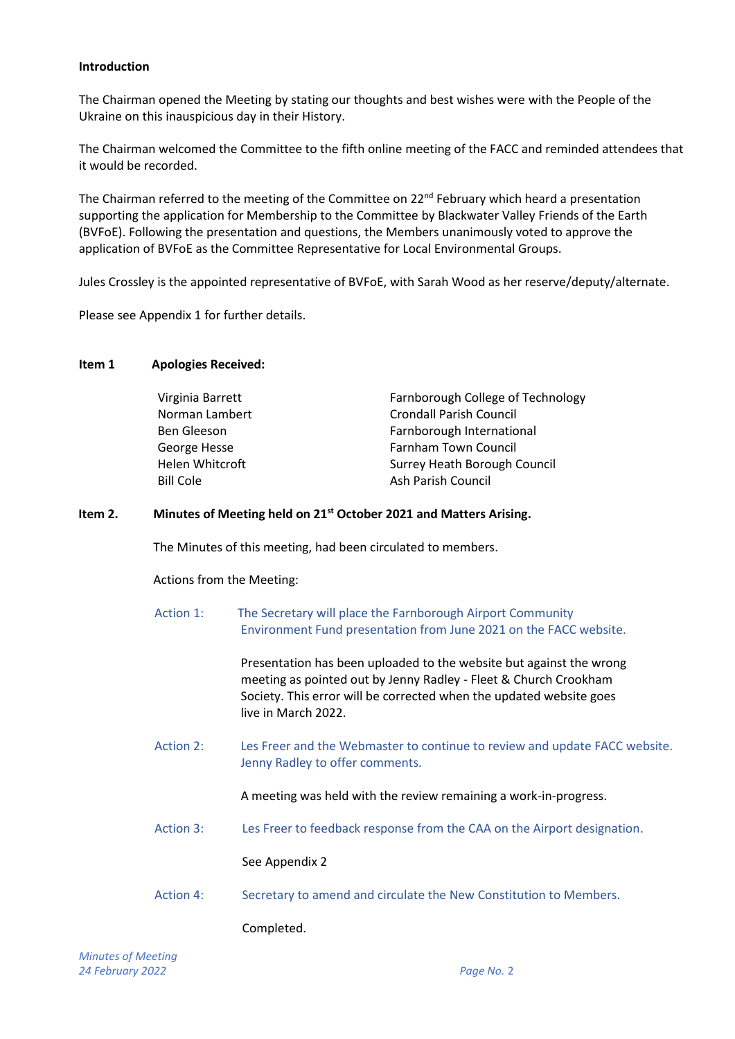**Introduction**

The Chairman opened the Meeting by stating our thoughts and best wishes were with the People of the Ukraine on this inauspicious day in their History.

The Chairman welcomed the Committee to the fifth online meeting of the FACC and reminded attendees that it would be recorded.

The Chairman referred to the meeting of the Committee on 22nd February which heard a presentation supporting the application for Membership to the Committee by Blackwater Valley Friends of the Earth (BVFoE). Following the presentation and questions, the Members unanimously voted to approve the application of BVFoE as the Committee Representative for Local Environmental Groups.

Jules Crossley is the appointed representative of BVFoE, with Sarah Wood as her reserve/deputy/alternate.

Please see Appendix 1 for further details.

**Item 1 Apologies Received:**

| | |
|---|---|
| Virginia Barrett | Farnborough College of Technology |
| Norman Lambert | Crondall Parish Council |
| Ben Gleeson | Farnborough International |
| George Hesse | Farnham Town Council |
| Helen Whitcroft | Surrey Heath Borough Council |
| Bill Cole | Ash Parish Council |

**Item 2. Minutes of Meeting held on 21st October 2021 and Matters Arising.**

The Minutes of this meeting, had been circulated to members.

Actions from the Meeting:

Action 1: The Secretary will place the Farnborough Airport Community Environment Fund presentation from June 2021 on the FACC website.

Presentation has been uploaded to the website but against the wrong meeting as pointed out by Jenny Radley - Fleet & Church Crookham Society. This error will be corrected when the updated website goes live in March 2022.

Action 2: Les Freer and the Webmaster to continue to review and update FACC website. Jenny Radley to offer comments.

A meeting was held with the review remaining a work-in-progress.

Action 3: Les Freer to feedback response from the CAA on the Airport designation.

See Appendix 2

Action 4: Secretary to amend and circulate the New Constitution to Members.

Completed.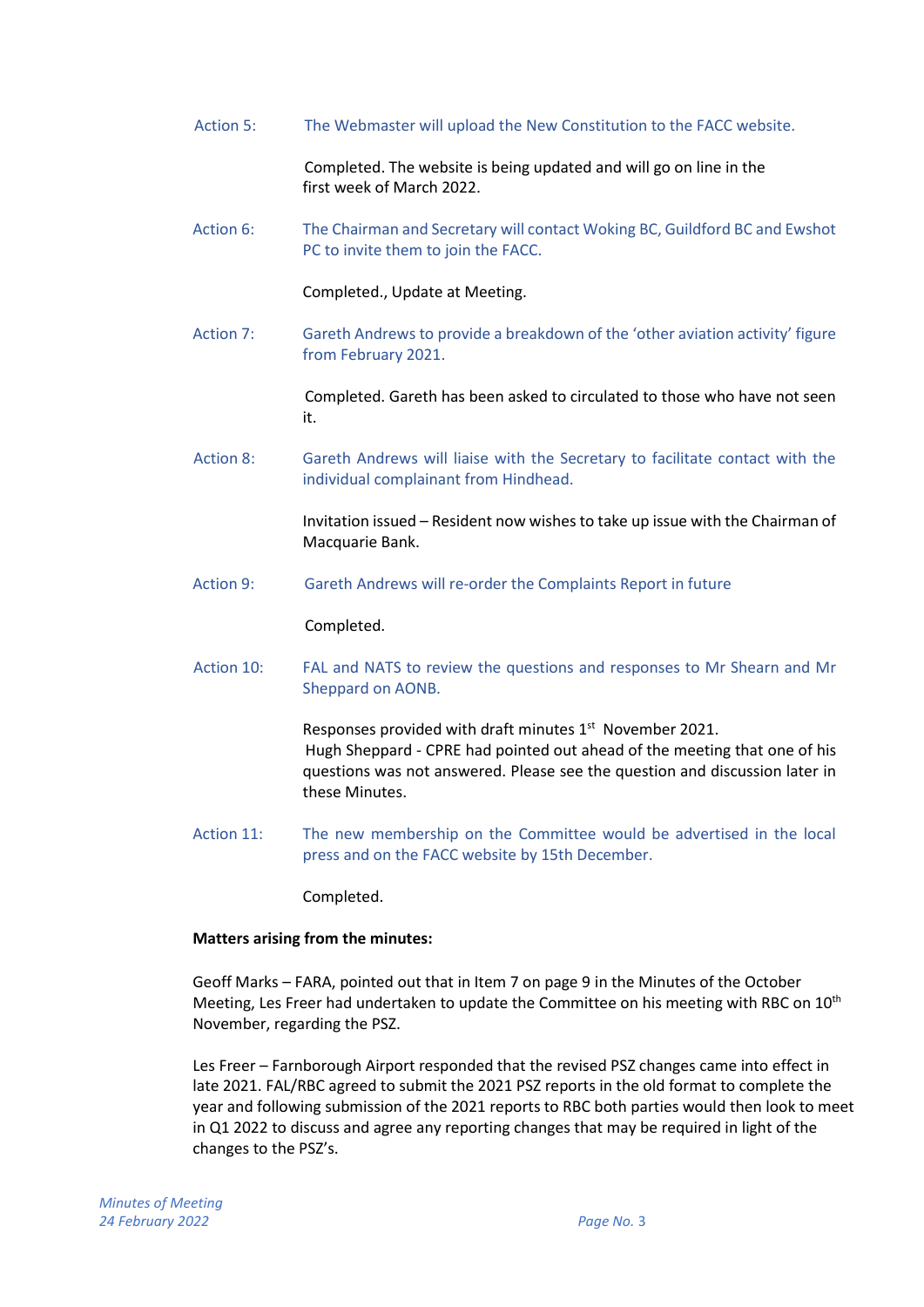Action 5: The Webmaster will upload the New Constitution to the FACC website.

Completed. The website is being updated and will go on line in the first week of March 2022.

Action 6: The Chairman and Secretary will contact Woking BC, Guildford BC and Ewshot PC to invite them to join the FACC.

Completed., Update at Meeting.

Action 7: Gareth Andrews to provide a breakdown of the 'other aviation activity' figure from February 2021.

Completed. Gareth has been asked to circulated to those who have not seen it.

Action 8: Gareth Andrews will liaise with the Secretary to facilitate contact with the individual complainant from Hindhead.

Invitation issued – Resident now wishes to take up issue with the Chairman of Macquarie Bank.

Action 9: Gareth Andrews will re-order the Complaints Report in future

Completed.

Action 10: FAL and NATS to review the questions and responses to Mr Shearn and Mr Sheppard on AONB.

Responses provided with draft minutes 1st November 2021.
Hugh Sheppard - CPRE had pointed out ahead of the meeting that one of his questions was not answered. Please see the question and discussion later in these Minutes.

Action 11: The new membership on the Committee would be advertised in the local press and on the FACC website by 15th December.

Completed.

**Matters arising from the minutes:**

Geoff Marks – FARA, pointed out that in Item 7 on page 9 in the Minutes of the October Meeting, Les Freer had undertaken to update the Committee on his meeting with RBC on 10th November, regarding the PSZ.

Les Freer – Farnborough Airport responded that the revised PSZ changes came into effect in late 2021. FAL/RBC agreed to submit the 2021 PSZ reports in the old format to complete the year and following submission of the 2021 reports to RBC both parties would then look to meet in Q1 2022 to discuss and agree any reporting changes that may be required in light of the changes to the PSZ's.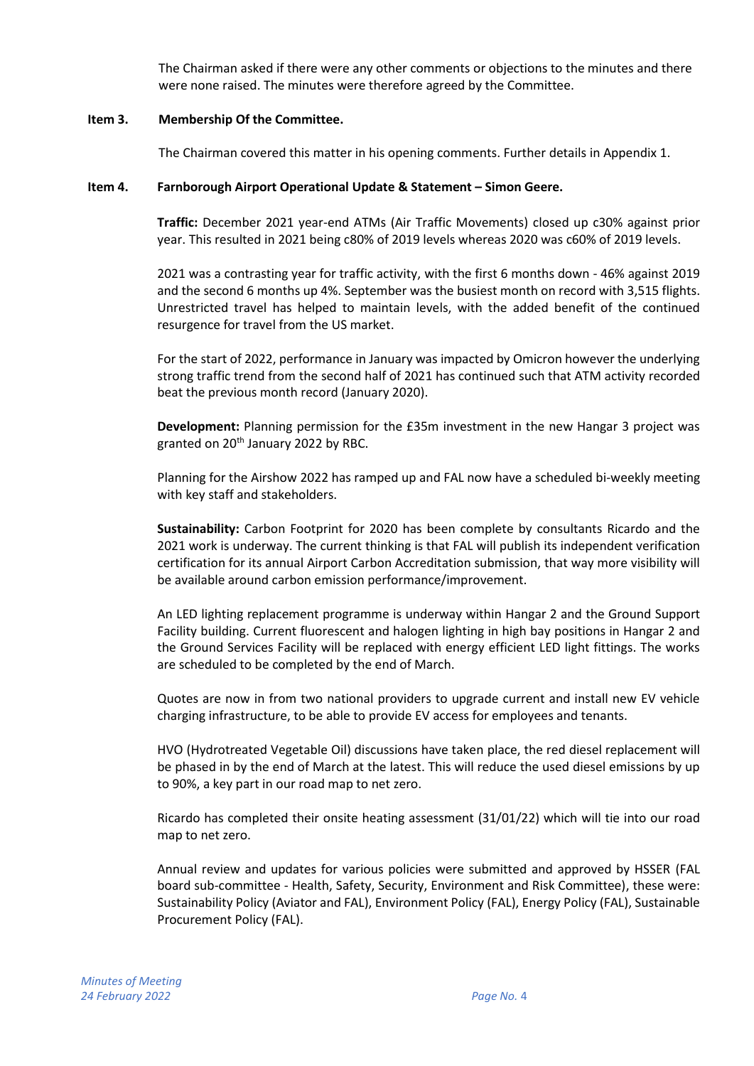The Chairman asked if there were any other comments or objections to the minutes and there were none raised. The minutes were therefore agreed by the Committee.

**Item 3. Membership Of the Committee.**

The Chairman covered this matter in his opening comments. Further details in Appendix 1.

**Item 4. Farnborough Airport Operational Update & Statement – Simon Geere.**

**Traffic:** December 2021 year-end ATMs (Air Traffic Movements) closed up c30% against prior year. This resulted in 2021 being c80% of 2019 levels whereas 2020 was c60% of 2019 levels.

2021 was a contrasting year for traffic activity, with the first 6 months down - 46% against 2019 and the second 6 months up 4%. September was the busiest month on record with 3,515 flights. Unrestricted travel has helped to maintain levels, with the added benefit of the continued resurgence for travel from the US market.

For the start of 2022, performance in January was impacted by Omicron however the underlying strong traffic trend from the second half of 2021 has continued such that ATM activity recorded beat the previous month record (January 2020).

**Development:** Planning permission for the £35m investment in the new Hangar 3 project was granted on 20th January 2022 by RBC.

Planning for the Airshow 2022 has ramped up and FAL now have a scheduled bi-weekly meeting with key staff and stakeholders.

**Sustainability:** Carbon Footprint for 2020 has been complete by consultants Ricardo and the 2021 work is underway. The current thinking is that FAL will publish its independent verification certification for its annual Airport Carbon Accreditation submission, that way more visibility will be available around carbon emission performance/improvement.

An LED lighting replacement programme is underway within Hangar 2 and the Ground Support Facility building. Current fluorescent and halogen lighting in high bay positions in Hangar 2 and the Ground Services Facility will be replaced with energy efficient LED light fittings. The works are scheduled to be completed by the end of March.

Quotes are now in from two national providers to upgrade current and install new EV vehicle charging infrastructure, to be able to provide EV access for employees and tenants.

HVO (Hydrotreated Vegetable Oil) discussions have taken place, the red diesel replacement will be phased in by the end of March at the latest. This will reduce the used diesel emissions by up to 90%, a key part in our road map to net zero.

Ricardo has completed their onsite heating assessment (31/01/22) which will tie into our road map to net zero.

Annual review and updates for various policies were submitted and approved by HSSER (FAL board sub-committee - Health, Safety, Security, Environment and Risk Committee), these were: Sustainability Policy (Aviator and FAL), Environment Policy (FAL), Energy Policy (FAL), Sustainable Procurement Policy (FAL).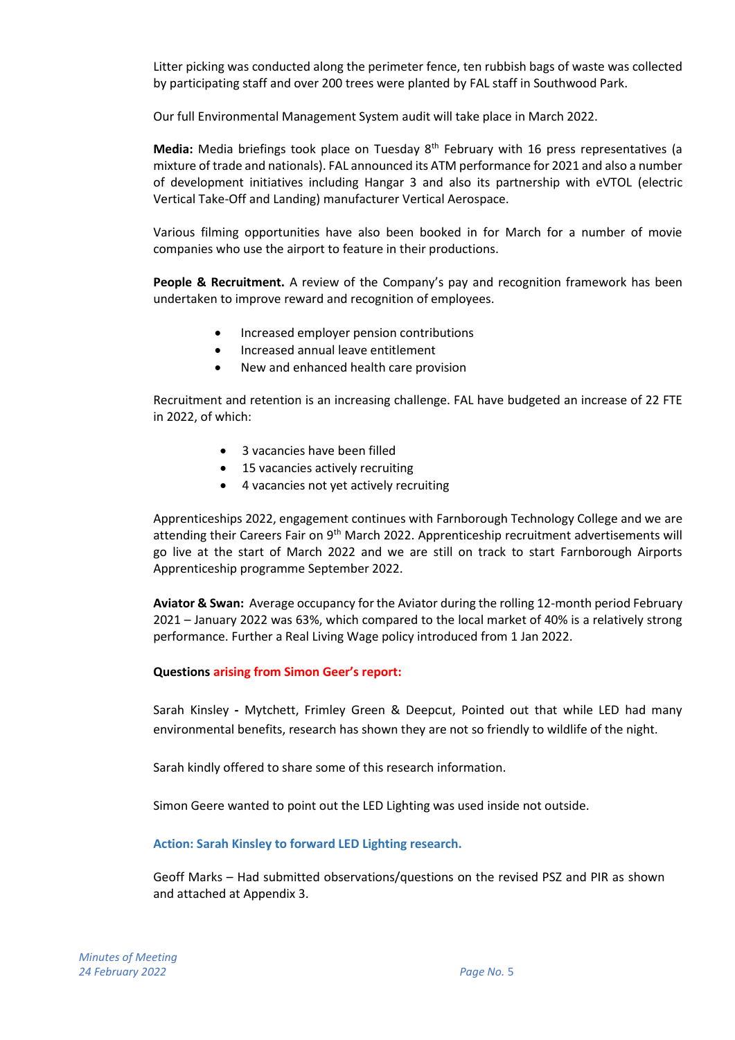Litter picking was conducted along the perimeter fence, ten rubbish bags of waste was collected by participating staff and over 200 trees were planted by FAL staff in Southwood Park.

Our full Environmental Management System audit will take place in March 2022.

**Media:** Media briefings took place on Tuesday 8th February with 16 press representatives (a mixture of trade and nationals). FAL announced its ATM performance for 2021 and also a number of development initiatives including Hangar 3 and also its partnership with eVTOL (electric Vertical Take-Off and Landing) manufacturer Vertical Aerospace.

Various filming opportunities have also been booked in for March for a number of movie companies who use the airport to feature in their productions.

**People & Recruitment.** A review of the Company's pay and recognition framework has been undertaken to improve reward and recognition of employees.

- Increased employer pension contributions
- Increased annual leave entitlement
- New and enhanced health care provision

Recruitment and retention is an increasing challenge. FAL have budgeted an increase of 22 FTE in 2022, of which:

- 3 vacancies have been filled
- 15 vacancies actively recruiting
- 4 vacancies not yet actively recruiting

Apprenticeships 2022, engagement continues with Farnborough Technology College and we are attending their Careers Fair on 9th March 2022. Apprenticeship recruitment advertisements will go live at the start of March 2022 and we are still on track to start Farnborough Airports Apprenticeship programme September 2022.

**Aviator & Swan:** Average occupancy for the Aviator during the rolling 12-month period February 2021 – January 2022 was 63%, which compared to the local market of 40% is a relatively strong performance. Further a Real Living Wage policy introduced from 1 Jan 2022.

**Questions arising from Simon Geer's report:**

Sarah Kinsley - Mytchett, Frimley Green & Deepcut, Pointed out that while LED had many environmental benefits, research has shown they are not so friendly to wildlife of the night.

Sarah kindly offered to share some of this research information.

Simon Geere wanted to point out the LED Lighting was used inside not outside.

**Action: Sarah Kinsley to forward LED Lighting research.**

Geoff Marks – Had submitted observations/questions on the revised PSZ and PIR as shown and attached at Appendix 3.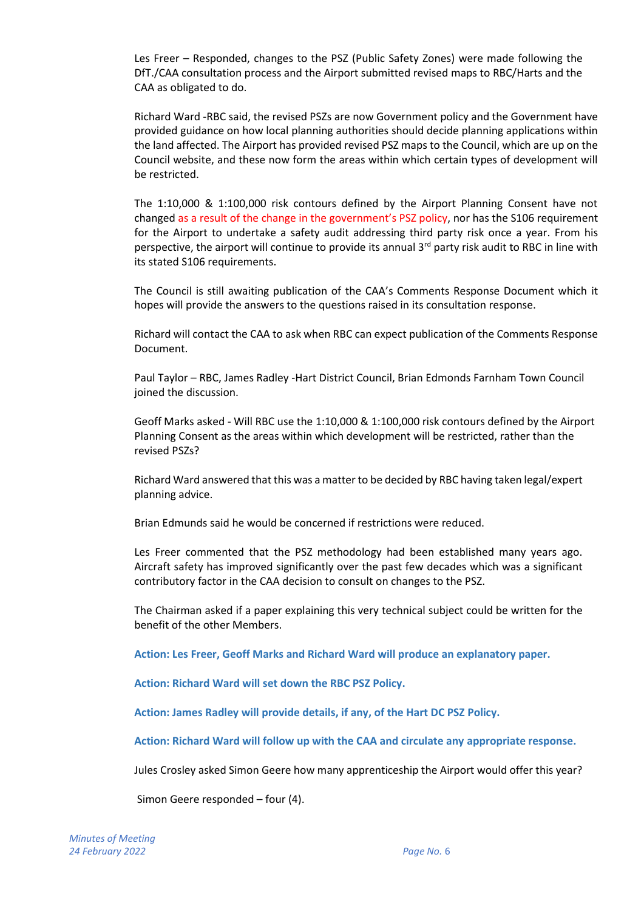Les Freer – Responded, changes to the PSZ (Public Safety Zones) were made following the DfT./CAA consultation process and the Airport submitted revised maps to RBC/Harts and the CAA as obligated to do.

Richard Ward -RBC said, the revised PSZs are now Government policy and the Government have provided guidance on how local planning authorities should decide planning applications within the land affected. The Airport has provided revised PSZ maps to the Council, which are up on the Council website, and these now form the areas within which certain types of development will be restricted.

The 1:10,000 & 1:100,000 risk contours defined by the Airport Planning Consent have not changed as a result of the change in the government's PSZ policy, nor has the S106 requirement for the Airport to undertake a safety audit addressing third party risk once a year. From his perspective, the airport will continue to provide its annual 3rd party risk audit to RBC in line with its stated S106 requirements.

The Council is still awaiting publication of the CAA's Comments Response Document which it hopes will provide the answers to the questions raised in its consultation response.

Richard will contact the CAA to ask when RBC can expect publication of the Comments Response Document.

Paul Taylor – RBC, James Radley -Hart District Council, Brian Edmonds Farnham Town Council joined the discussion.

Geoff Marks asked - Will RBC use the 1:10,000 & 1:100,000 risk contours defined by the Airport Planning Consent as the areas within which development will be restricted, rather than the revised PSZs?

Richard Ward answered that this was a matter to be decided by RBC having taken legal/expert planning advice.

Brian Edmunds said he would be concerned if restrictions were reduced.

Les Freer commented that the PSZ methodology had been established many years ago. Aircraft safety has improved significantly over the past few decades which was a significant contributory factor in the CAA decision to consult on changes to the PSZ.

The Chairman asked if a paper explaining this very technical subject could be written for the benefit of the other Members.

**Action: Les Freer, Geoff Marks and Richard Ward will produce an explanatory paper.**

**Action: Richard Ward will set down the RBC PSZ Policy.**

**Action: James Radley will provide details, if any, of the Hart DC PSZ Policy.**

**Action: Richard Ward will follow up with the CAA and circulate any appropriate response.**

Jules Crosley asked Simon Geere how many apprenticeship the Airport would offer this year?

Simon Geere responded – four (4).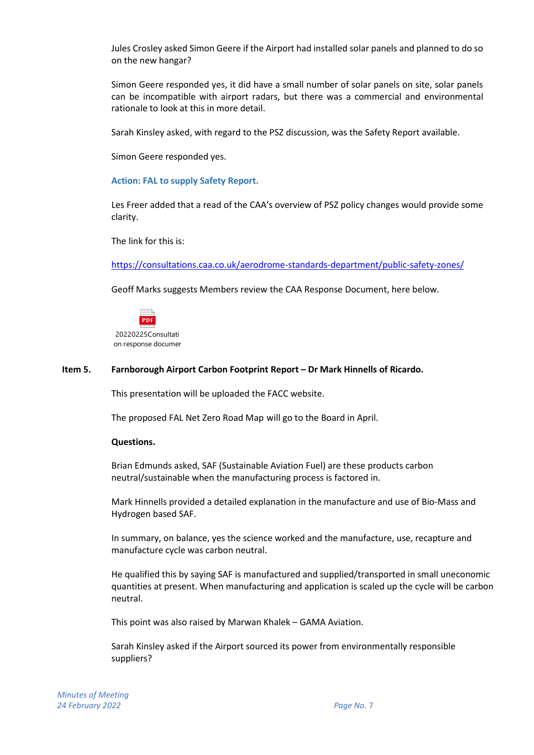Jules Crosley asked Simon Geere if the Airport had installed solar panels and planned to do so on the new hangar?

Simon Geere responded yes, it did have a small number of solar panels on site, solar panels can be incompatible with airport radars, but there was a commercial and environmental rationale to look at this in more detail.

Sarah Kinsley asked, with regard to the PSZ discussion, was the Safety Report available.

Simon Geere responded yes.

**Action: FAL to supply Safety Report.**

Les Freer added that a read of the CAA's overview of PSZ policy changes would provide some clarity.

The link for this is:

https://consultations.caa.co.uk/aerodrome-standards-department/public-safety-zones/

Geoff Marks suggests Members review the CAA Response Document, here below.

20220225Consultation response documer

**Item 5. Farnborough Airport Carbon Footprint Report – Dr Mark Hinnells of Ricardo.**

This presentation will be uploaded the FACC website.

The proposed FAL Net Zero Road Map will go to the Board in April.

**Questions.**

Brian Edmunds asked, SAF (Sustainable Aviation Fuel) are these products carbon neutral/sustainable when the manufacturing process is factored in.

Mark Hinnells provided a detailed explanation in the manufacture and use of Bio-Mass and Hydrogen based SAF.

In summary, on balance, yes the science worked and the manufacture, use, recapture and manufacture cycle was carbon neutral.

He qualified this by saying SAF is manufactured and supplied/transported in small uneconomic quantities at present. When manufacturing and application is scaled up the cycle will be carbon neutral.

This point was also raised by Marwan Khalek – GAMA Aviation.

Sarah Kinsley asked if the Airport sourced its power from environmentally responsible suppliers?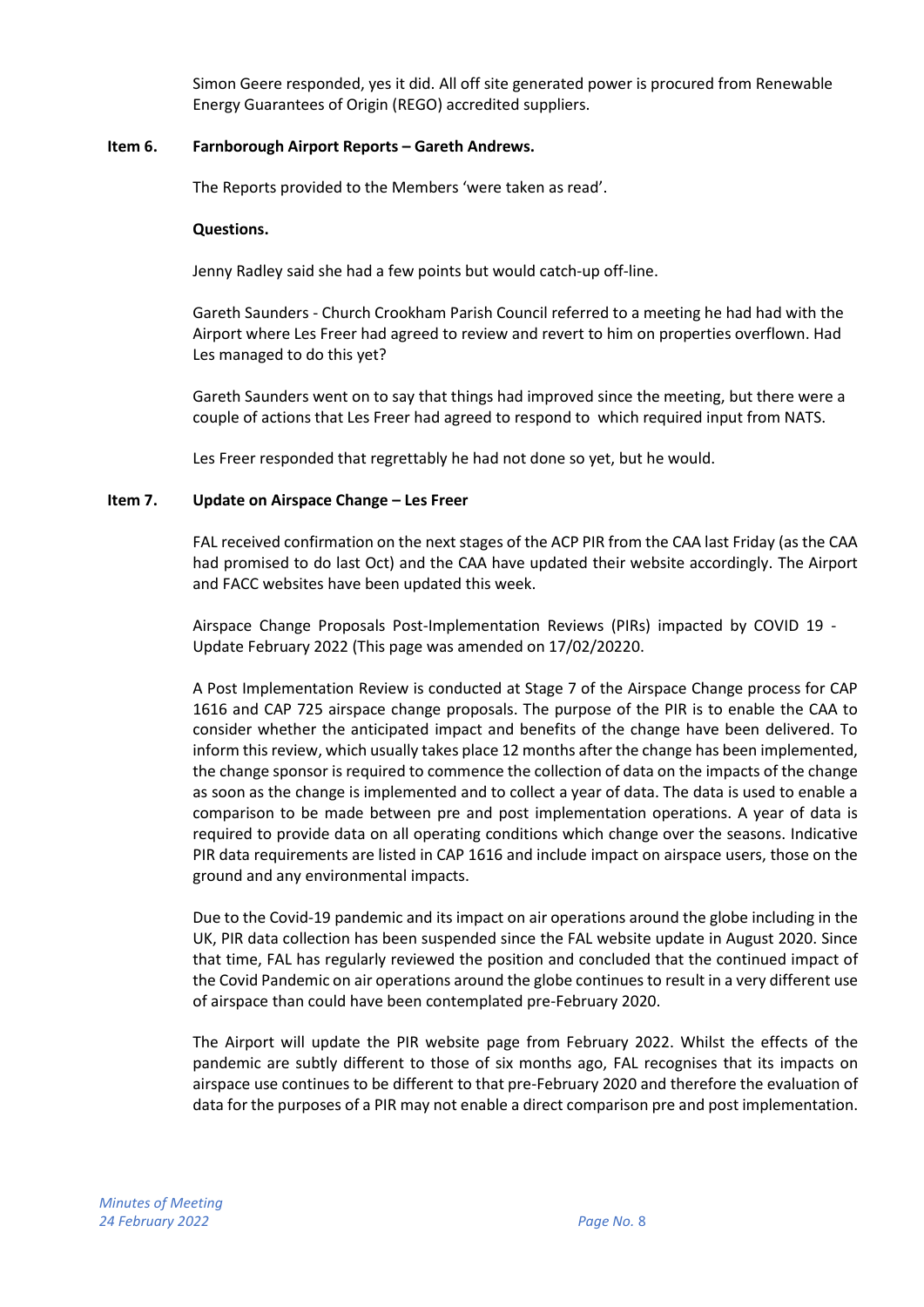Simon Geere responded, yes it did. All off site generated power is procured from Renewable Energy Guarantees of Origin (REGO) accredited suppliers.

**Item 6. Farnborough Airport Reports – Gareth Andrews.**

The Reports provided to the Members 'were taken as read'.

**Questions.**

Jenny Radley said she had a few points but would catch-up off-line.

Gareth Saunders - Church Crookham Parish Council referred to a meeting he had had with the Airport where Les Freer had agreed to review and revert to him on properties overflown. Had Les managed to do this yet?

Gareth Saunders went on to say that things had improved since the meeting, but there were a couple of actions that Les Freer had agreed to respond to which required input from NATS.

Les Freer responded that regrettably he had not done so yet, but he would.

**Item 7. Update on Airspace Change – Les Freer**

FAL received confirmation on the next stages of the ACP PIR from the CAA last Friday (as the CAA had promised to do last Oct) and the CAA have updated their website accordingly. The Airport and FACC websites have been updated this week.

Airspace Change Proposals Post-Implementation Reviews (PIRs) impacted by COVID 19 - Update February 2022 (This page was amended on 17/02/20220.

A Post Implementation Review is conducted at Stage 7 of the Airspace Change process for CAP 1616 and CAP 725 airspace change proposals. The purpose of the PIR is to enable the CAA to consider whether the anticipated impact and benefits of the change have been delivered. To inform this review, which usually takes place 12 months after the change has been implemented, the change sponsor is required to commence the collection of data on the impacts of the change as soon as the change is implemented and to collect a year of data. The data is used to enable a comparison to be made between pre and post implementation operations. A year of data is required to provide data on all operating conditions which change over the seasons. Indicative PIR data requirements are listed in CAP 1616 and include impact on airspace users, those on the ground and any environmental impacts.

Due to the Covid-19 pandemic and its impact on air operations around the globe including in the UK, PIR data collection has been suspended since the FAL website update in August 2020. Since that time, FAL has regularly reviewed the position and concluded that the continued impact of the Covid Pandemic on air operations around the globe continues to result in a very different use of airspace than could have been contemplated pre-February 2020.

The Airport will update the PIR website page from February 2022. Whilst the effects of the pandemic are subtly different to those of six months ago, FAL recognises that its impacts on airspace use continues to be different to that pre-February 2020 and therefore the evaluation of data for the purposes of a PIR may not enable a direct comparison pre and post implementation.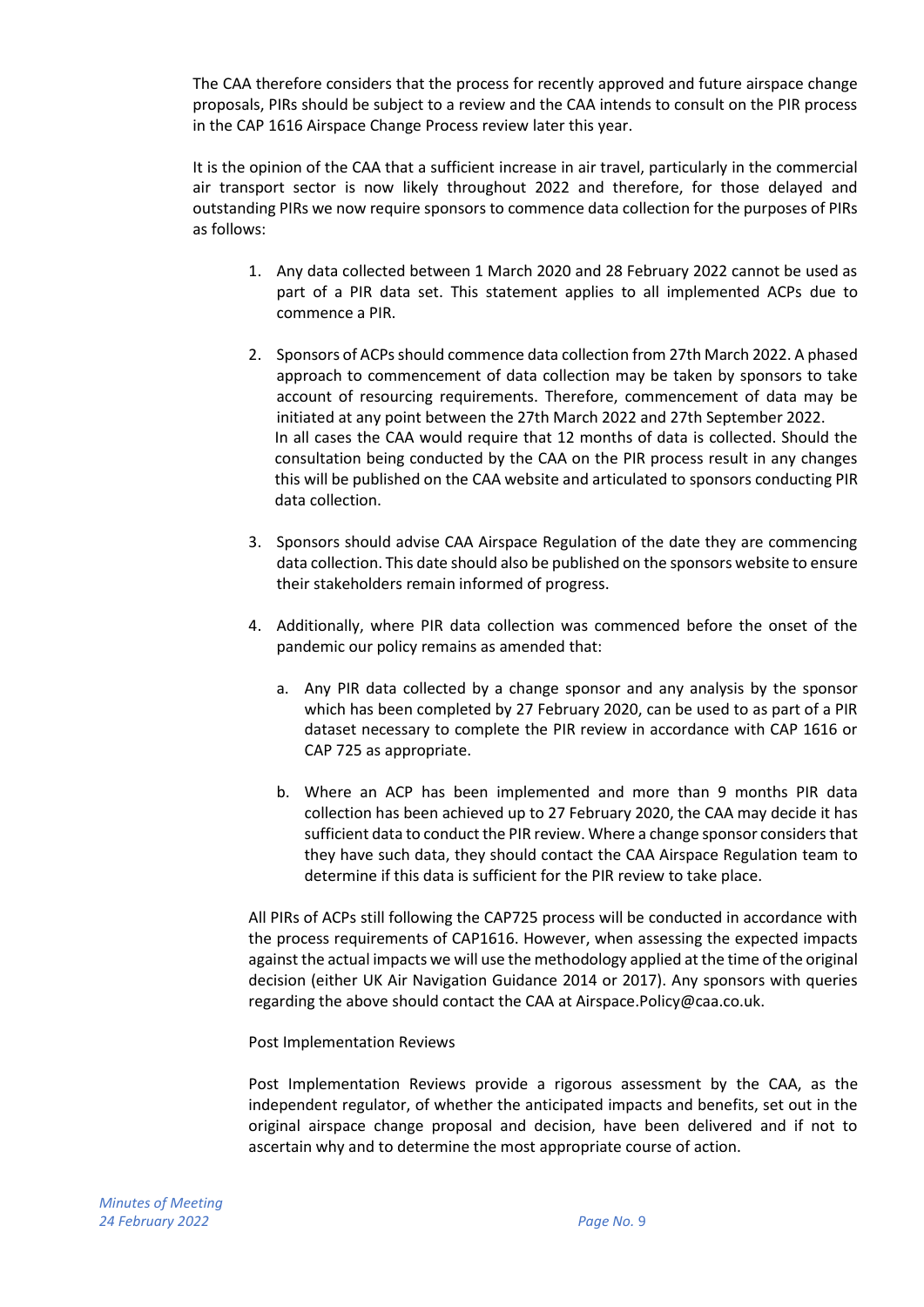The CAA therefore considers that the process for recently approved and future airspace change proposals, PIRs should be subject to a review and the CAA intends to consult on the PIR process in the CAP 1616 Airspace Change Process review later this year.

It is the opinion of the CAA that a sufficient increase in air travel, particularly in the commercial air transport sector is now likely throughout 2022 and therefore, for those delayed and outstanding PIRs we now require sponsors to commence data collection for the purposes of PIRs as follows:

1. Any data collected between 1 March 2020 and 28 February 2022 cannot be used as part of a PIR data set. This statement applies to all implemented ACPs due to commence a PIR.

2. Sponsors of ACPs should commence data collection from 27th March 2022. A phased approach to commencement of data collection may be taken by sponsors to take account of resourcing requirements. Therefore, commencement of data may be initiated at any point between the 27th March 2022 and 27th September 2022.
   In all cases the CAA would require that 12 months of data is collected. Should the consultation being conducted by the CAA on the PIR process result in any changes this will be published on the CAA website and articulated to sponsors conducting PIR data collection.

3. Sponsors should advise CAA Airspace Regulation of the date they are commencing data collection. This date should also be published on the sponsors website to ensure their stakeholders remain informed of progress.

4. Additionally, where PIR data collection was commenced before the onset of the pandemic our policy remains as amended that:

   a. Any PIR data collected by a change sponsor and any analysis by the sponsor which has been completed by 27 February 2020, can be used to as part of a PIR dataset necessary to complete the PIR review in accordance with CAP 1616 or CAP 725 as appropriate.

   b. Where an ACP has been implemented and more than 9 months PIR data collection has been achieved up to 27 February 2020, the CAA may decide it has sufficient data to conduct the PIR review. Where a change sponsor considers that they have such data, they should contact the CAA Airspace Regulation team to determine if this data is sufficient for the PIR review to take place.

All PIRs of ACPs still following the CAP725 process will be conducted in accordance with the process requirements of CAP1616. However, when assessing the expected impacts against the actual impacts we will use the methodology applied at the time of the original decision (either UK Air Navigation Guidance 2014 or 2017). Any sponsors with queries regarding the above should contact the CAA at Airspace.Policy@caa.co.uk.

Post Implementation Reviews

Post Implementation Reviews provide a rigorous assessment by the CAA, as the independent regulator, of whether the anticipated impacts and benefits, set out in the original airspace change proposal and decision, have been delivered and if not to ascertain why and to determine the most appropriate course of action.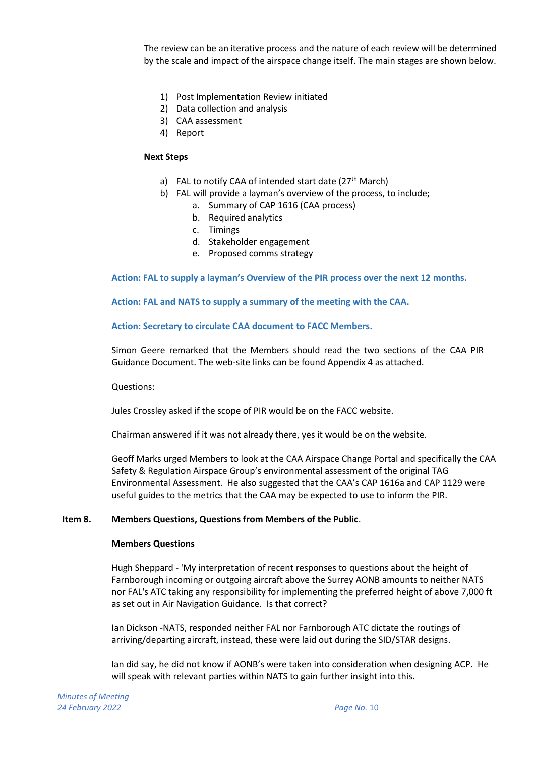The review can be an iterative process and the nature of each review will be determined by the scale and impact of the airspace change itself. The main stages are shown below.

1) Post Implementation Review initiated
2) Data collection and analysis
3) CAA assessment
4) Report

**Next Steps**

a) FAL to notify CAA of intended start date (27th March)
b) FAL will provide a layman's overview of the process, to include;
    a. Summary of CAP 1616 (CAA process)
    b. Required analytics
    c. Timings
    d. Stakeholder engagement
    e. Proposed comms strategy

**Action: FAL to supply a layman's Overview of the PIR process over the next 12 months.**

**Action: FAL and NATS to supply a summary of the meeting with the CAA.**

**Action: Secretary to circulate CAA document to FACC Members.**

Simon Geere remarked that the Members should read the two sections of the CAA PIR Guidance Document. The web-site links can be found Appendix 4 as attached.

Questions:

Jules Crossley asked if the scope of PIR would be on the FACC website.

Chairman answered if it was not already there, yes it would be on the website.

Geoff Marks urged Members to look at the CAA Airspace Change Portal and specifically the CAA Safety & Regulation Airspace Group's environmental assessment of the original TAG Environmental Assessment. He also suggested that the CAA's CAP 1616a and CAP 1129 were useful guides to the metrics that the CAA may be expected to use to inform the PIR.

**Item 8. Members Questions, Questions from Members of the Public**.

**Members Questions**

Hugh Sheppard - 'My interpretation of recent responses to questions about the height of Farnborough incoming or outgoing aircraft above the Surrey AONB amounts to neither NATS nor FAL's ATC taking any responsibility for implementing the preferred height of above 7,000 ft as set out in Air Navigation Guidance. Is that correct?

Ian Dickson -NATS, responded neither FAL nor Farnborough ATC dictate the routings of arriving/departing aircraft, instead, these were laid out during the SID/STAR designs.

Ian did say, he did not know if AONB's were taken into consideration when designing ACP. He will speak with relevant parties within NATS to gain further insight into this.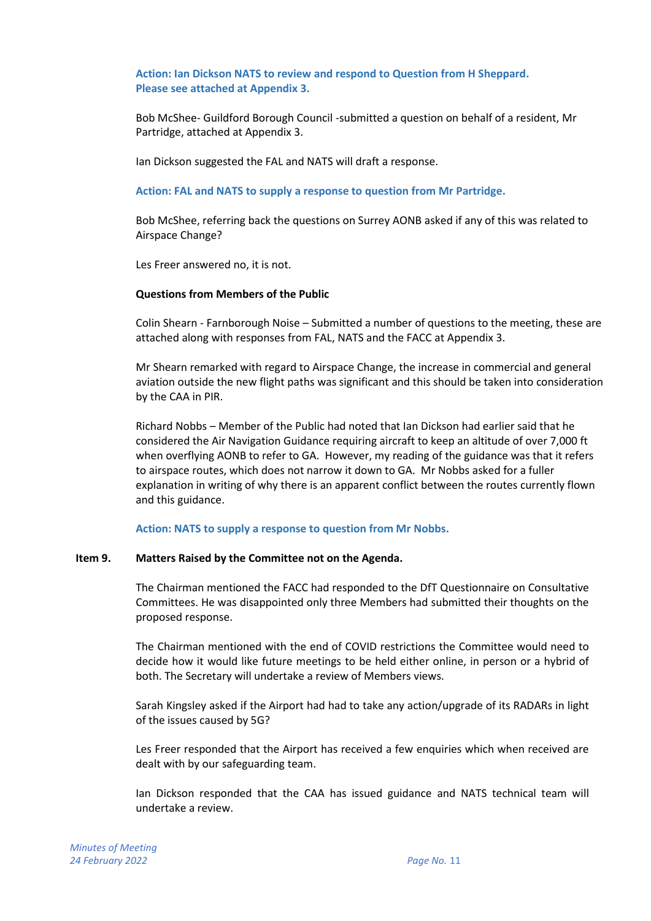**Action: Ian Dickson NATS to review and respond to Question from H Sheppard. Please see attached at Appendix 3.**

Bob McShee- Guildford Borough Council -submitted a question on behalf of a resident, Mr Partridge, attached at Appendix 3.

Ian Dickson suggested the FAL and NATS will draft a response.

**Action: FAL and NATS to supply a response to question from Mr Partridge.**

Bob McShee, referring back the questions on Surrey AONB asked if any of this was related to Airspace Change?

Les Freer answered no, it is not.

**Questions from Members of the Public**

Colin Shearn - Farnborough Noise – Submitted a number of questions to the meeting, these are attached along with responses from FAL, NATS and the FACC at Appendix 3.

Mr Shearn remarked with regard to Airspace Change, the increase in commercial and general aviation outside the new flight paths was significant and this should be taken into consideration by the CAA in PIR.

Richard Nobbs – Member of the Public had noted that Ian Dickson had earlier said that he considered the Air Navigation Guidance requiring aircraft to keep an altitude of over 7,000 ft when overflying AONB to refer to GA. However, my reading of the guidance was that it refers to airspace routes, which does not narrow it down to GA. Mr Nobbs asked for a fuller explanation in writing of why there is an apparent conflict between the routes currently flown and this guidance.

**Action: NATS to supply a response to question from Mr Nobbs.**

**Item 9. Matters Raised by the Committee not on the Agenda.**

The Chairman mentioned the FACC had responded to the DfT Questionnaire on Consultative Committees. He was disappointed only three Members had submitted their thoughts on the proposed response.

The Chairman mentioned with the end of COVID restrictions the Committee would need to decide how it would like future meetings to be held either online, in person or a hybrid of both. The Secretary will undertake a review of Members views.

Sarah Kingsley asked if the Airport had had to take any action/upgrade of its RADARs in light of the issues caused by 5G?

Les Freer responded that the Airport has received a few enquiries which when received are dealt with by our safeguarding team.

Ian Dickson responded that the CAA has issued guidance and NATS technical team will undertake a review.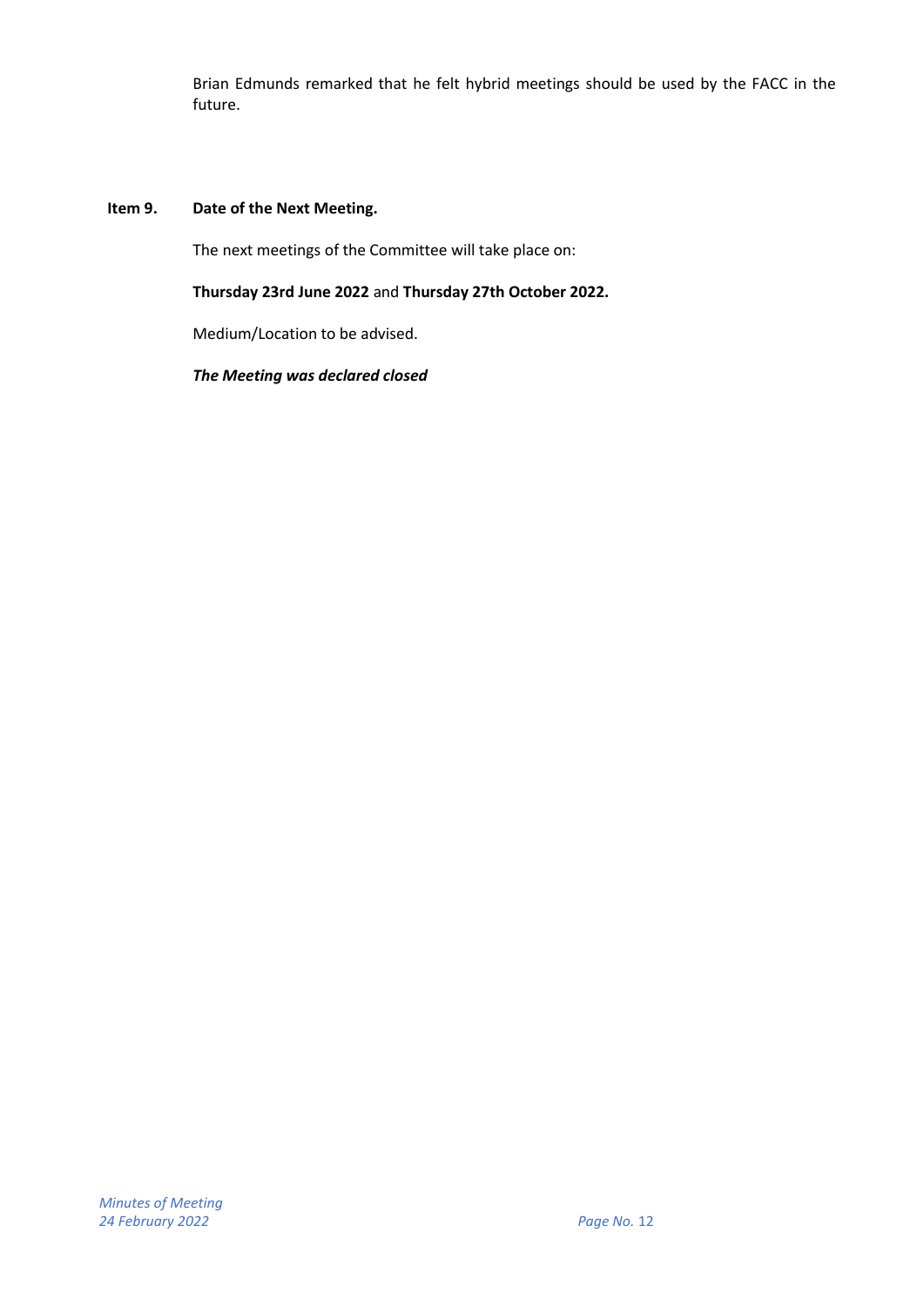Brian Edmunds remarked that he felt hybrid meetings should be used by the FACC in the future.

### Item 9. Date of the Next Meeting.

The next meetings of the Committee will take place on:

**Thursday 23rd June 2022** and **Thursday 27th October 2022.**

Medium/Location to be advised.

***The Meeting was declared closed***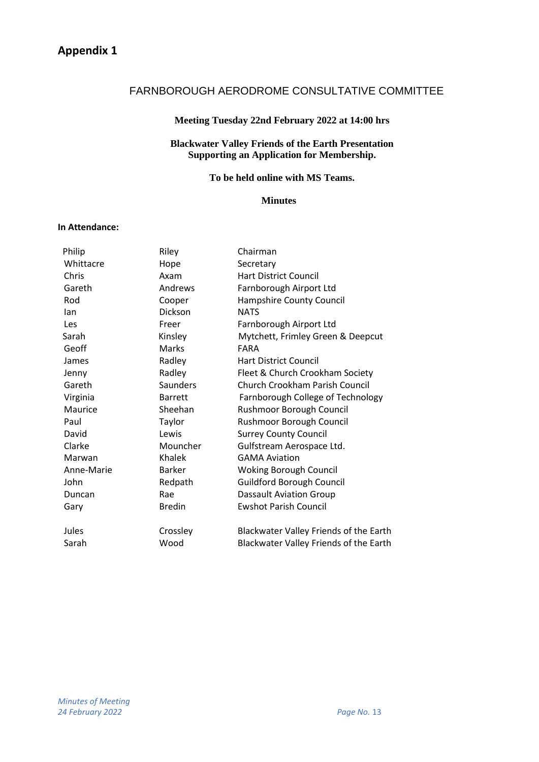# Appendix 1

## FARNBOROUGH AERODROME CONSULTATIVE COMMITTEE

**Meeting Tuesday 22nd February 2022 at 14:00 hrs**

**Blackwater Valley Friends of the Earth Presentation Supporting an Application for Membership.**

**To be held online with MS Teams.**

**Minutes**

**In Attendance:**

| | | |
|---|---|---|
| Philip | Riley | Chairman |
| Whittacre | Hope | Secretary |
| Chris | Axam | Hart District Council |
| Gareth | Andrews | Farnborough Airport Ltd |
| Rod | Cooper | Hampshire County Council |
| Ian | Dickson | NATS |
| Les | Freer | Farnborough Airport Ltd |
| Sarah | Kinsley | Mytchett, Frimley Green & Deepcut |
| Geoff | Marks | FARA |
| James | Radley | Hart District Council |
| Jenny | Radley | Fleet & Church Crookham Society |
| Gareth | Saunders | Church Crookham Parish Council |
| Virginia | Barrett | Farnborough College of Technology |
| Maurice | Sheehan | Rushmoor Borough Council |
| Paul | Taylor | Rushmoor Borough Council |
| David | Lewis | Surrey County Council |
| Clarke | Mouncher | Gulfstream Aerospace Ltd. |
| Marwan | Khalek | GAMA Aviation |
| Anne-Marie | Barker | Woking Borough Council |
| John | Redpath | Guildford Borough Council |
| Duncan | Rae | Dassault Aviation Group |
| Gary | Bredin | Ewshot Parish Council |
| | | |
| Jules | Crossley | Blackwater Valley Friends of the Earth |
| Sarah | Wood | Blackwater Valley Friends of the Earth |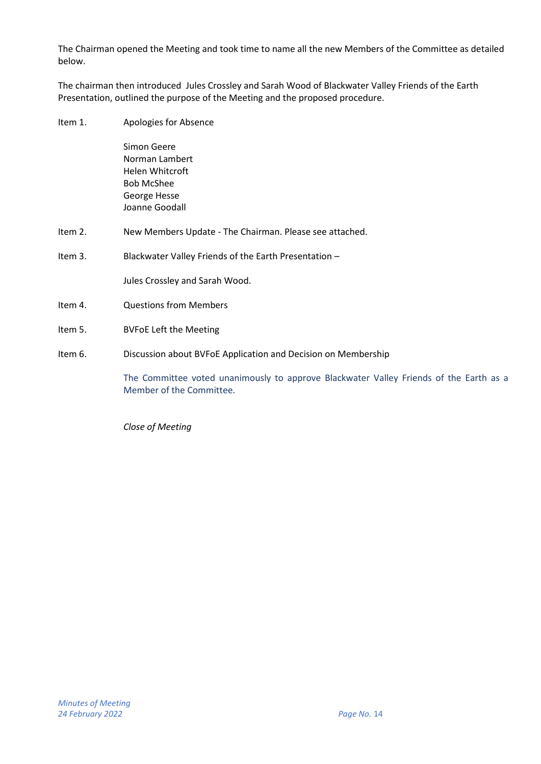The Chairman opened the Meeting and took time to name all the new Members of the Committee as detailed below.

The chairman then introduced Jules Crossley and Sarah Wood of Blackwater Valley Friends of the Earth Presentation, outlined the purpose of the Meeting and the proposed procedure.

Item 1. Apologies for Absence

Simon Geere
Norman Lambert
Helen Whitcroft
Bob McShee
George Hesse
Joanne Goodall

Item 2. New Members Update - The Chairman. Please see attached.

Item 3. Blackwater Valley Friends of the Earth Presentation –

Jules Crossley and Sarah Wood.

Item 4. Questions from Members

Item 5. BVFoE Left the Meeting

Item 6. Discussion about BVFoE Application and Decision on Membership

The Committee voted unanimously to approve Blackwater Valley Friends of the Earth as a Member of the Committee.

*Close of Meeting*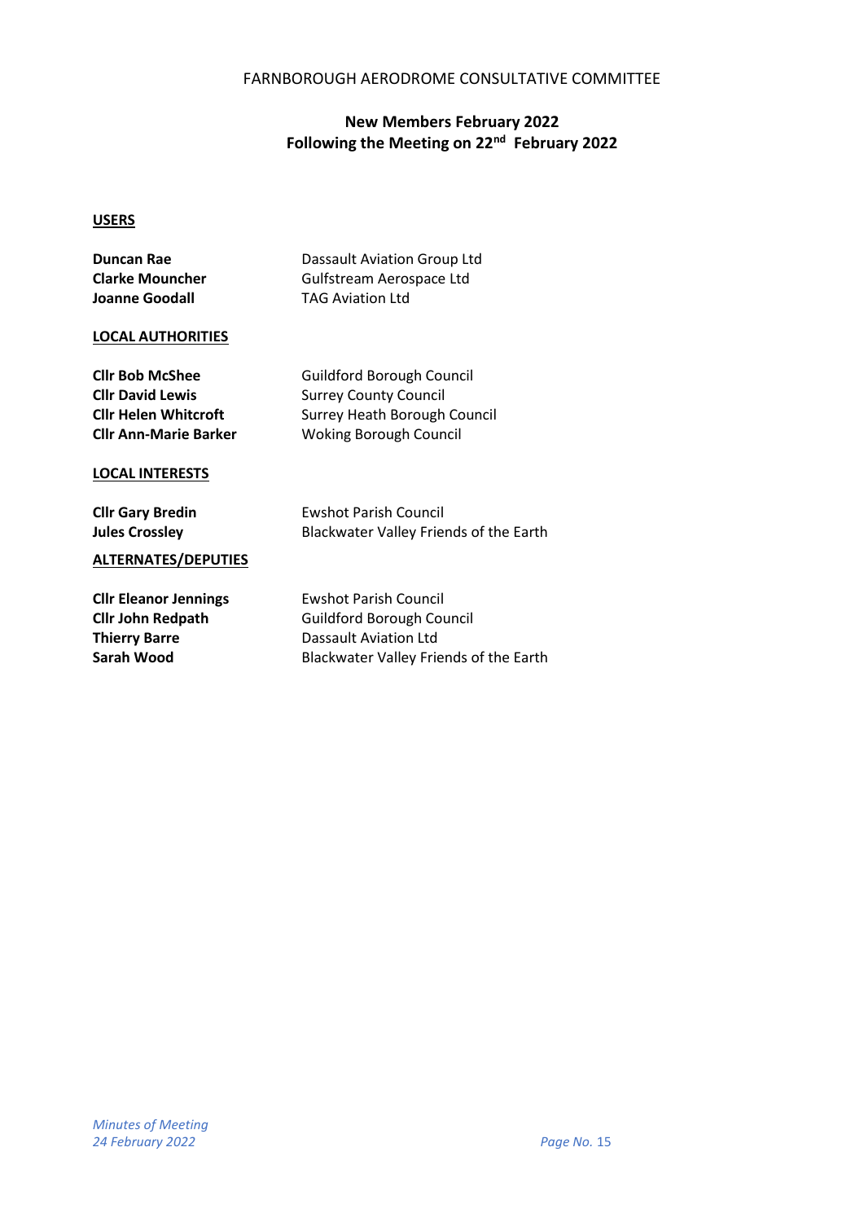FARNBOROUGH AERODROME CONSULTATIVE COMMITTEE

## New Members February 2022
## Following the Meeting on 22nd February 2022

### USERS

| | |
|---|---|
| **Duncan Rae** | Dassault Aviation Group Ltd |
| **Clarke Mouncher** | Gulfstream Aerospace Ltd |
| **Joanne Goodall** | TAG Aviation Ltd |

### LOCAL AUTHORITIES

| | |
|---|---|
| **Cllr Bob McShee** | Guildford Borough Council |
| **Cllr David Lewis** | Surrey County Council |
| **Cllr Helen Whitcroft** | Surrey Heath Borough Council |
| **Cllr Ann-Marie Barker** | Woking Borough Council |

### LOCAL INTERESTS

| | |
|---|---|
| **Cllr Gary Bredin** | Ewshot Parish Council |
| **Jules Crossley** | Blackwater Valley Friends of the Earth |

### ALTERNATES/DEPUTIES

| | |
|---|---|
| **Cllr Eleanor Jennings** | Ewshot Parish Council |
| **Cllr John Redpath** | Guildford Borough Council |
| **Thierry Barre** | Dassault Aviation Ltd |
| **Sarah Wood** | Blackwater Valley Friends of the Earth |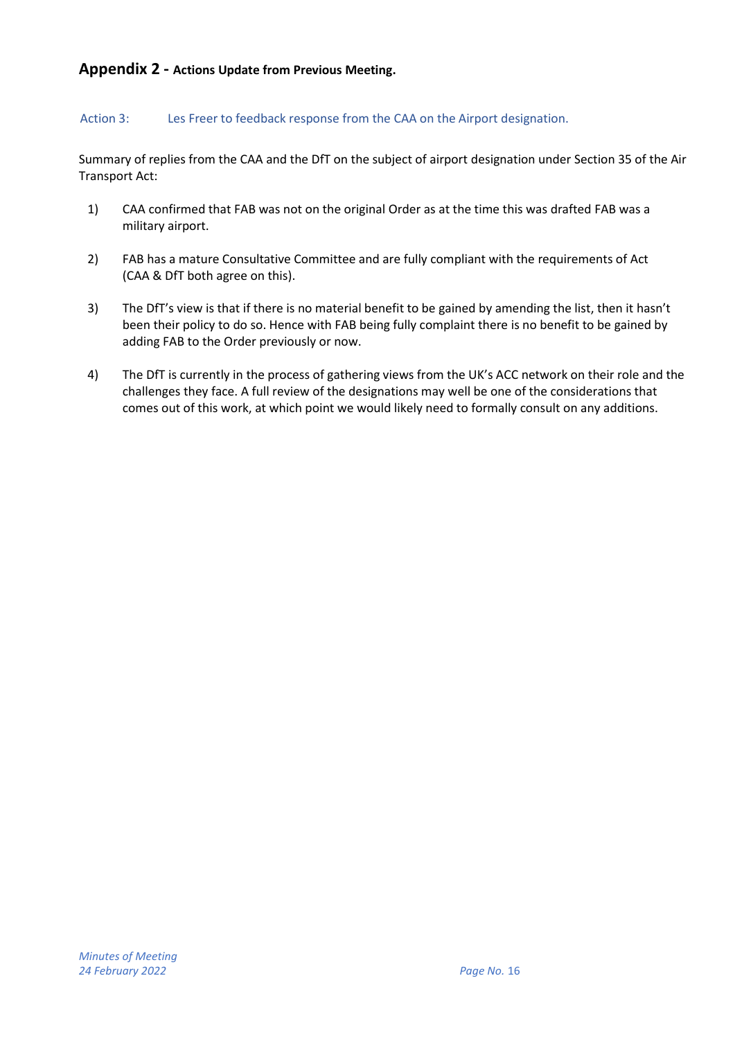## **Appendix 2 - Actions Update from Previous Meeting.**

Action 3: Les Freer to feedback response from the CAA on the Airport designation.

Summary of replies from the CAA and the DfT on the subject of airport designation under Section 35 of the Air Transport Act:

1) CAA confirmed that FAB was not on the original Order as at the time this was drafted FAB was a military airport.

2) FAB has a mature Consultative Committee and are fully compliant with the requirements of Act (CAA & DfT both agree on this).

3) The DfT's view is that if there is no material benefit to be gained by amending the list, then it hasn't been their policy to do so. Hence with FAB being fully complaint there is no benefit to be gained by adding FAB to the Order previously or now.

4) The DfT is currently in the process of gathering views from the UK's ACC network on their role and the challenges they face. A full review of the designations may well be one of the considerations that comes out of this work, at which point we would likely need to formally consult on any additions.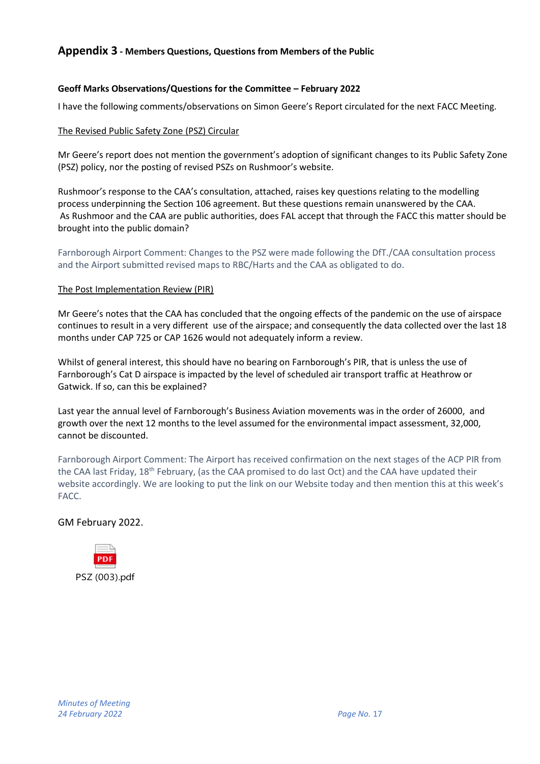## Appendix 3 - Members Questions, Questions from Members of the Public

**Geoff Marks Observations/Questions for the Committee – February 2022**

I have the following comments/observations on Simon Geere's Report circulated for the next FACC Meeting.

The Revised Public Safety Zone (PSZ) Circular

Mr Geere's report does not mention the government's adoption of significant changes to its Public Safety Zone (PSZ) policy, nor the posting of revised PSZs on Rushmoor's website.

Rushmoor's response to the CAA's consultation, attached, raises key questions relating to the modelling process underpinning the Section 106 agreement. But these questions remain unanswered by the CAA. As Rushmoor and the CAA are public authorities, does FAL accept that through the FACC this matter should be brought into the public domain?

Farnborough Airport Comment: Changes to the PSZ were made following the DfT./CAA consultation process and the Airport submitted revised maps to RBC/Harts and the CAA as obligated to do.

The Post Implementation Review (PIR)

Mr Geere's notes that the CAA has concluded that the ongoing effects of the pandemic on the use of airspace continues to result in a very different use of the airspace; and consequently the data collected over the last 18 months under CAP 725 or CAP 1626 would not adequately inform a review.

Whilst of general interest, this should have no bearing on Farnborough's PIR, that is unless the use of Farnborough's Cat D airspace is impacted by the level of scheduled air transport traffic at Heathrow or Gatwick. If so, can this be explained?

Last year the annual level of Farnborough's Business Aviation movements was in the order of 26000, and growth over the next 12 months to the level assumed for the environmental impact assessment, 32,000, cannot be discounted.

Farnborough Airport Comment: The Airport has received confirmation on the next stages of the ACP PIR from the CAA last Friday, 18th February, (as the CAA promised to do last Oct) and the CAA have updated their website accordingly. We are looking to put the link on our Website today and then mention this at this week's FACC.

GM February 2022.

PSZ (003).pdf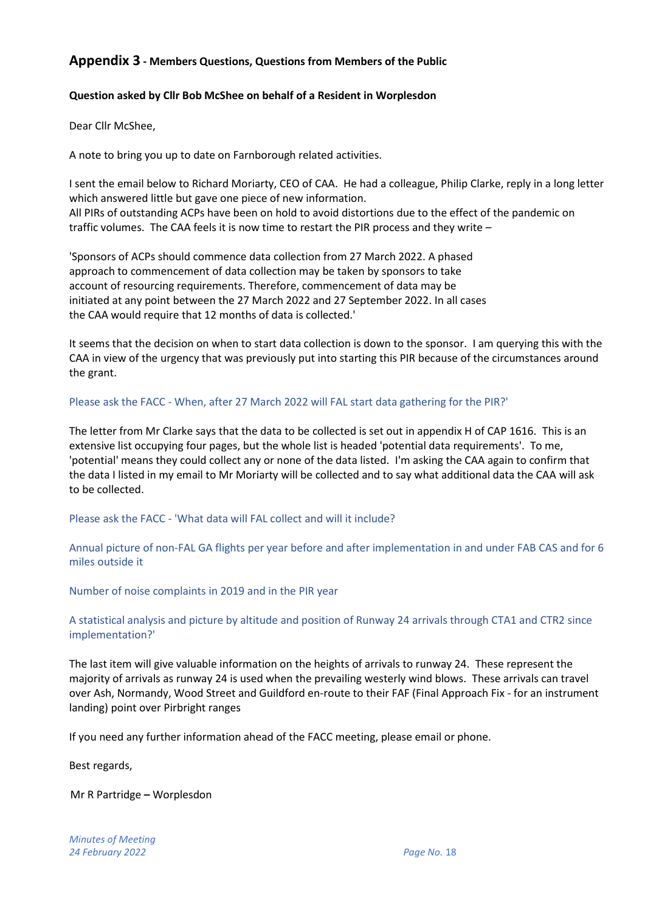## Appendix 3 - Members Questions, Questions from Members of the Public

**Question asked by Cllr Bob McShee on behalf of a Resident in Worplesdon**

Dear Cllr McShee,

A note to bring you up to date on Farnborough related activities.

I sent the email below to Richard Moriarty, CEO of CAA. He had a colleague, Philip Clarke, reply in a long letter which answered little but gave one piece of new information.
All PIRs of outstanding ACPs have been on hold to avoid distortions due to the effect of the pandemic on traffic volumes. The CAA feels it is now time to restart the PIR process and they write –

'Sponsors of ACPs should commence data collection from 27 March 2022. A phased approach to commencement of data collection may be taken by sponsors to take account of resourcing requirements. Therefore, commencement of data may be initiated at any point between the 27 March 2022 and 27 September 2022. In all cases the CAA would require that 12 months of data is collected.'

It seems that the decision on when to start data collection is down to the sponsor. I am querying this with the CAA in view of the urgency that was previously put into starting this PIR because of the circumstances around the grant.

Please ask the FACC - When, after 27 March 2022 will FAL start data gathering for the PIR?'

The letter from Mr Clarke says that the data to be collected is set out in appendix H of CAP 1616. This is an extensive list occupying four pages, but the whole list is headed 'potential data requirements'. To me, 'potential' means they could collect any or none of the data listed. I'm asking the CAA again to confirm that the data I listed in my email to Mr Moriarty will be collected and to say what additional data the CAA will ask to be collected.

Please ask the FACC - 'What data will FAL collect and will it include?

Annual picture of non-FAL GA flights per year before and after implementation in and under FAB CAS and for 6 miles outside it

Number of noise complaints in 2019 and in the PIR year

A statistical analysis and picture by altitude and position of Runway 24 arrivals through CTA1 and CTR2 since implementation?'

The last item will give valuable information on the heights of arrivals to runway 24. These represent the majority of arrivals as runway 24 is used when the prevailing westerly wind blows. These arrivals can travel over Ash, Normandy, Wood Street and Guildford en-route to their FAF (Final Approach Fix - for an instrument landing) point over Pirbright ranges

If you need any further information ahead of the FACC meeting, please email or phone.

Best regards,

Mr R Partridge – Worplesdon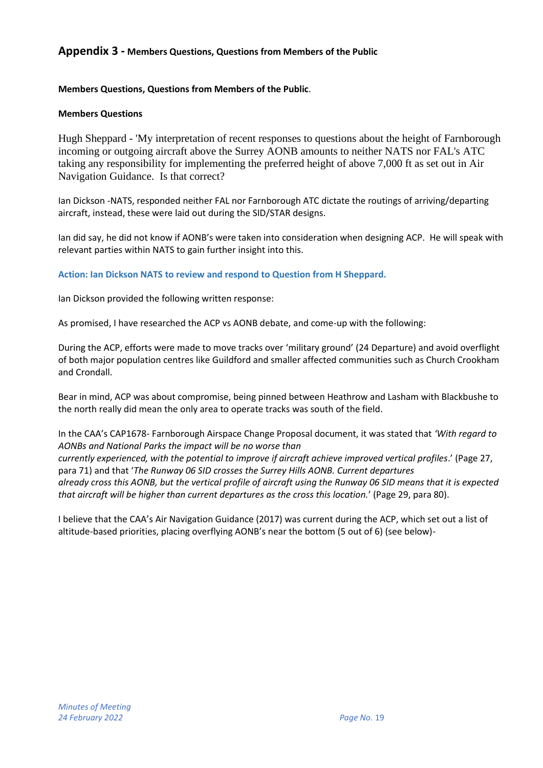## Appendix 3 - Members Questions, Questions from Members of the Public

**Members Questions, Questions from Members of the Public**.

**Members Questions**

Hugh Sheppard - 'My interpretation of recent responses to questions about the height of Farnborough incoming or outgoing aircraft above the Surrey AONB amounts to neither NATS nor FAL's ATC taking any responsibility for implementing the preferred height of above 7,000 ft as set out in Air Navigation Guidance. Is that correct?

Ian Dickson -NATS, responded neither FAL nor Farnborough ATC dictate the routings of arriving/departing aircraft, instead, these were laid out during the SID/STAR designs.

Ian did say, he did not know if AONB's were taken into consideration when designing ACP. He will speak with relevant parties within NATS to gain further insight into this.

**Action: Ian Dickson NATS to review and respond to Question from H Sheppard.**

Ian Dickson provided the following written response:

As promised, I have researched the ACP vs AONB debate, and come-up with the following:

During the ACP, efforts were made to move tracks over 'military ground' (24 Departure) and avoid overflight of both major population centres like Guildford and smaller affected communities such as Church Crookham and Crondall.

Bear in mind, ACP was about compromise, being pinned between Heathrow and Lasham with Blackbushe to the north really did mean the only area to operate tracks was south of the field.

In the CAA's CAP1678- Farnborough Airspace Change Proposal document, it was stated that *'With regard to AONBs and National Parks the impact will be no worse than currently experienced, with the potential to improve if aircraft achieve improved vertical profiles*.' (Page 27, para 71) and that '*The Runway 06 SID crosses the Surrey Hills AONB. Current departures already cross this AONB, but the vertical profile of aircraft using the Runway 06 SID means that it is expected that aircraft will be higher than current departures as the cross this location.*' (Page 29, para 80).

I believe that the CAA's Air Navigation Guidance (2017) was current during the ACP, which set out a list of altitude-based priorities, placing overflying AONB's near the bottom (5 out of 6) (see below)-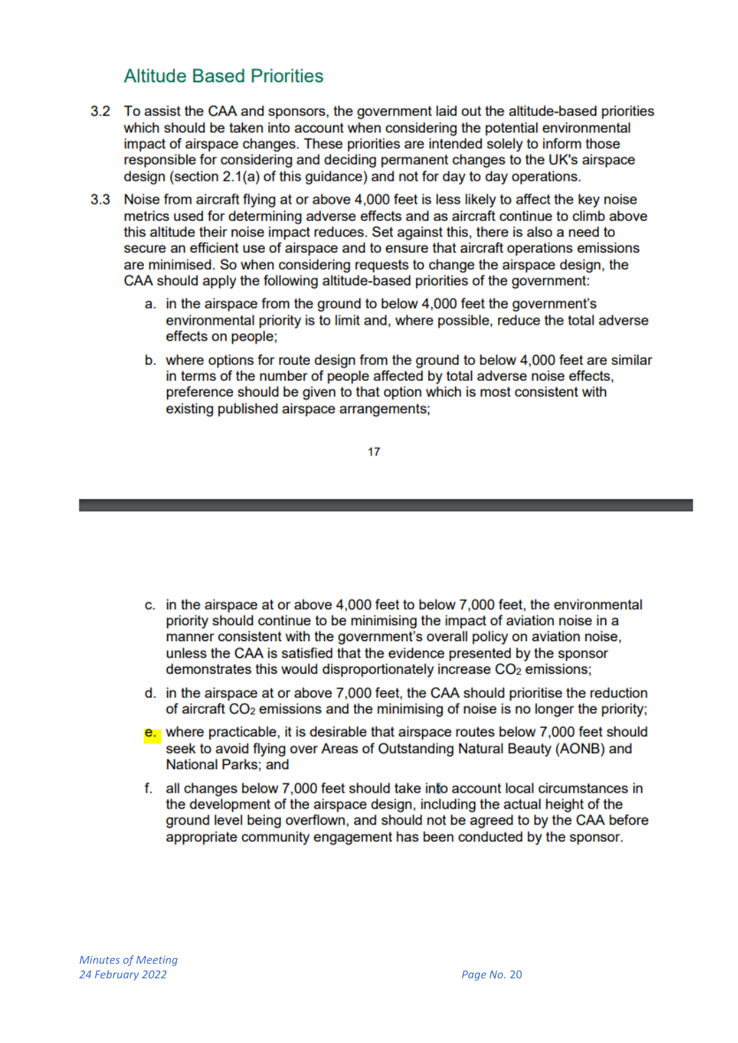## Altitude Based Priorities

3.2 To assist the CAA and sponsors, the government laid out the altitude-based priorities which should be taken into account when considering the potential environmental impact of airspace changes. These priorities are intended solely to inform those responsible for considering and deciding permanent changes to the UK's airspace design (section 2.1(a) of this guidance) and not for day to day operations.

3.3 Noise from aircraft flying at or above 4,000 feet is less likely to affect the key noise metrics used for determining adverse effects and as aircraft continue to climb above this altitude their noise impact reduces. Set against this, there is also a need to secure an efficient use of airspace and to ensure that aircraft operations emissions are minimised. So when considering requests to change the airspace design, the CAA should apply the following altitude-based priorities of the government:

a. in the airspace from the ground to below 4,000 feet the government's environmental priority is to limit and, where possible, reduce the total adverse effects on people;

b. where options for route design from the ground to below 4,000 feet are similar in terms of the number of people affected by total adverse noise effects, preference should be given to that option which is most consistent with existing published airspace arrangements;

c. in the airspace at or above 4,000 feet to below 7,000 feet, the environmental priority should continue to be minimising the impact of aviation noise in a manner consistent with the government's overall policy on aviation noise, unless the CAA is satisfied that the evidence presented by the sponsor demonstrates this would disproportionately increase $CO_2$ emissions;

d. in the airspace at or above 7,000 feet, the CAA should prioritise the reduction of aircraft $CO_2$ emissions and the minimising of noise is no longer the priority;

e. where practicable, it is desirable that airspace routes below 7,000 feet should seek to avoid flying over Areas of Outstanding Natural Beauty (AONB) and National Parks; and

f. all changes below 7,000 feet should take into account local circumstances in the development of the airspace design, including the actual height of the ground level being overflown, and should not be agreed to by the CAA before appropriate community engagement has been conducted by the sponsor.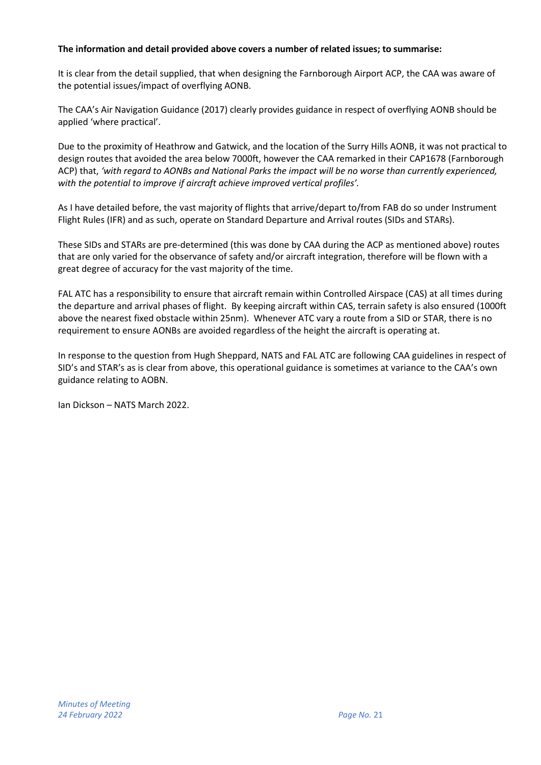**The information and detail provided above covers a number of related issues; to summarise:**

It is clear from the detail supplied, that when designing the Farnborough Airport ACP, the CAA was aware of the potential issues/impact of overflying AONB.

The CAA's Air Navigation Guidance (2017) clearly provides guidance in respect of overflying AONB should be applied 'where practical'.

Due to the proximity of Heathrow and Gatwick, and the location of the Surry Hills AONB, it was not practical to design routes that avoided the area below 7000ft, however the CAA remarked in their CAP1678 (Farnborough ACP) that, *'with regard to AONBs and National Parks the impact will be no worse than currently experienced, with the potential to improve if aircraft achieve improved vertical profiles'.*

As I have detailed before, the vast majority of flights that arrive/depart to/from FAB do so under Instrument Flight Rules (IFR) and as such, operate on Standard Departure and Arrival routes (SIDs and STARs).

These SIDs and STARs are pre-determined (this was done by CAA during the ACP as mentioned above) routes that are only varied for the observance of safety and/or aircraft integration, therefore will be flown with a great degree of accuracy for the vast majority of the time.

FAL ATC has a responsibility to ensure that aircraft remain within Controlled Airspace (CAS) at all times during the departure and arrival phases of flight. By keeping aircraft within CAS, terrain safety is also ensured (1000ft above the nearest fixed obstacle within 25nm). Whenever ATC vary a route from a SID or STAR, there is no requirement to ensure AONBs are avoided regardless of the height the aircraft is operating at.

In response to the question from Hugh Sheppard, NATS and FAL ATC are following CAA guidelines in respect of SID's and STAR's as is clear from above, this operational guidance is sometimes at variance to the CAA's own guidance relating to AOBN.

Ian Dickson – NATS March 2022.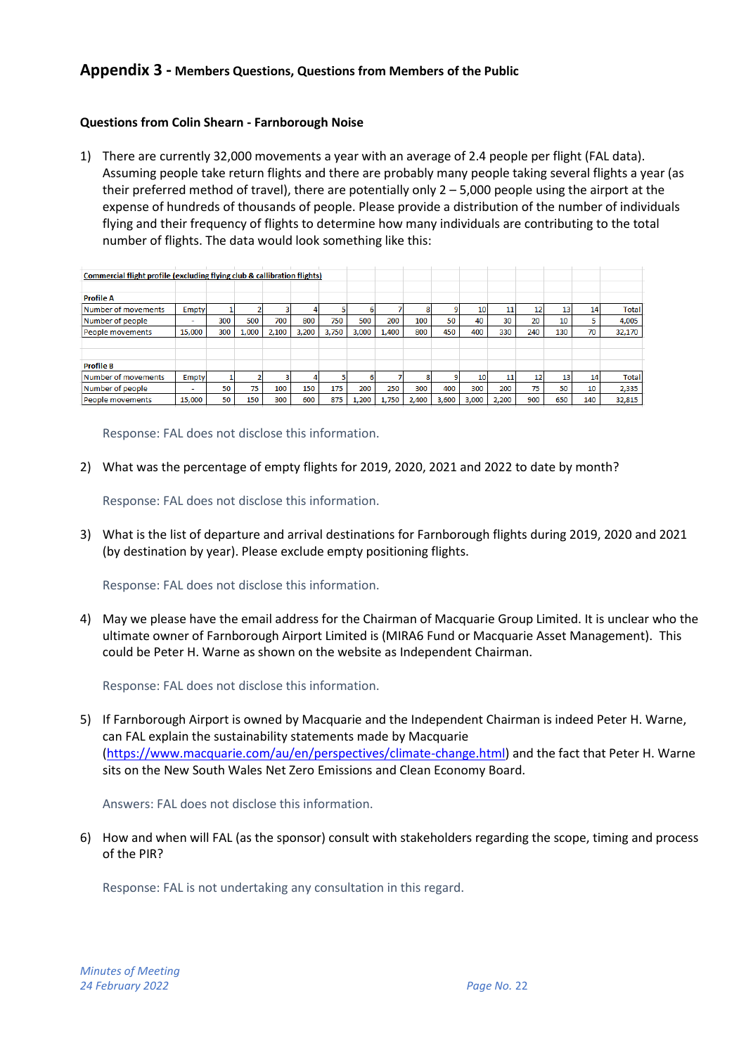## Appendix 3 - Members Questions, Questions from Members of the Public

**Questions from Colin Shearn - Farnborough Noise**

1) There are currently 32,000 movements a year with an average of 2.4 people per flight (FAL data). Assuming people take return flights and there are probably many people taking several flights a year (as their preferred method of travel), there are potentially only 2 – 5,000 people using the airport at the expense of hundreds of thousands of people. Please provide a distribution of the number of individuals flying and their frequency of flights to determine how many individuals are contributing to the total number of flights. The data would look something like this:

**Commercial flight profile (excluding flying club & callibration flights)**

**Profile A**

| Number of movements | Empty | 1 | 2 | 3 | 4 | 5 | 6 | 7 | 8 | 9 | 10 | 11 | 12 | 13 | 14 | Total |
|---|---|---|---|---|---|---|---|---|---|---|---|---|---|---|---|---|
| Number of people | - | 300 | 500 | 700 | 800 | 750 | 500 | 200 | 100 | 50 | 40 | 30 | 20 | 10 | 5 | 4,005 |
| People movements | 15,000 | 300 | 1,000 | 2,100 | 3,200 | 3,750 | 3,000 | 1,400 | 800 | 450 | 400 | 330 | 240 | 130 | 70 | 32,170 |

**Profile B**

| Number of movements | Empty | 1 | 2 | 3 | 4 | 5 | 6 | 7 | 8 | 9 | 10 | 11 | 12 | 13 | 14 | Total |
|---|---|---|---|---|---|---|---|---|---|---|---|---|---|---|---|---|
| Number of people | - | 50 | 75 | 100 | 150 | 175 | 200 | 250 | 300 | 400 | 300 | 200 | 75 | 50 | 10 | 2,335 |
| People movements | 15,000 | 50 | 150 | 300 | 600 | 875 | 1,200 | 1,750 | 2,400 | 3,600 | 3,000 | 2,200 | 900 | 650 | 140 | 32,815 |

Response: FAL does not disclose this information.

2) What was the percentage of empty flights for 2019, 2020, 2021 and 2022 to date by month?

Response: FAL does not disclose this information.

3) What is the list of departure and arrival destinations for Farnborough flights during 2019, 2020 and 2021 (by destination by year). Please exclude empty positioning flights.

Response: FAL does not disclose this information.

4) May we please have the email address for the Chairman of Macquarie Group Limited. It is unclear who the ultimate owner of Farnborough Airport Limited is (MIRA6 Fund or Macquarie Asset Management). This could be Peter H. Warne as shown on the website as Independent Chairman.

Response: FAL does not disclose this information.

5) If Farnborough Airport is owned by Macquarie and the Independent Chairman is indeed Peter H. Warne, can FAL explain the sustainability statements made by Macquarie (https://www.macquarie.com/au/en/perspectives/climate-change.html) and the fact that Peter H. Warne sits on the New South Wales Net Zero Emissions and Clean Economy Board.

Answers: FAL does not disclose this information.

6) How and when will FAL (as the sponsor) consult with stakeholders regarding the scope, timing and process of the PIR?

Response: FAL is not undertaking any consultation in this regard.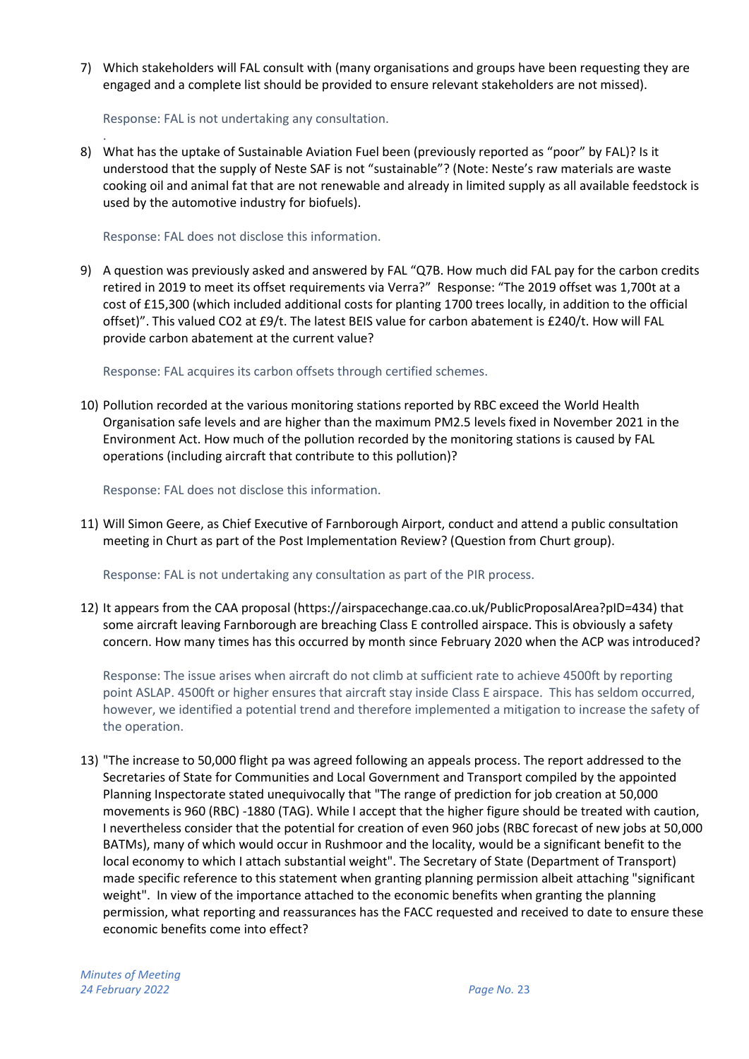7) Which stakeholders will FAL consult with (many organisations and groups have been requesting they are engaged and a complete list should be provided to ensure relevant stakeholders are not missed).

   Response: FAL is not undertaking any consultation.

8) What has the uptake of Sustainable Aviation Fuel been (previously reported as "poor" by FAL)? Is it understood that the supply of Neste SAF is not "sustainable"? (Note: Neste's raw materials are waste cooking oil and animal fat that are not renewable and already in limited supply as all available feedstock is used by the automotive industry for biofuels).

   Response: FAL does not disclose this information.

9) A question was previously asked and answered by FAL "Q7B. How much did FAL pay for the carbon credits retired in 2019 to meet its offset requirements via Verra?" Response: "The 2019 offset was 1,700t at a cost of £15,300 (which included additional costs for planting 1700 trees locally, in addition to the official offset)". This valued CO2 at £9/t. The latest BEIS value for carbon abatement is £240/t. How will FAL provide carbon abatement at the current value?

   Response: FAL acquires its carbon offsets through certified schemes.

10) Pollution recorded at the various monitoring stations reported by RBC exceed the World Health Organisation safe levels and are higher than the maximum PM2.5 levels fixed in November 2021 in the Environment Act. How much of the pollution recorded by the monitoring stations is caused by FAL operations (including aircraft that contribute to this pollution)?

    Response: FAL does not disclose this information.

11) Will Simon Geere, as Chief Executive of Farnborough Airport, conduct and attend a public consultation meeting in Churt as part of the Post Implementation Review? (Question from Churt group).

    Response: FAL is not undertaking any consultation as part of the PIR process.

12) It appears from the CAA proposal (https://airspacechange.caa.co.uk/PublicProposalArea?pID=434) that some aircraft leaving Farnborough are breaching Class E controlled airspace. This is obviously a safety concern. How many times has this occurred by month since February 2020 when the ACP was introduced?

    Response: The issue arises when aircraft do not climb at sufficient rate to achieve 4500ft by reporting point ASLAP. 4500ft or higher ensures that aircraft stay inside Class E airspace. This has seldom occurred, however, we identified a potential trend and therefore implemented a mitigation to increase the safety of the operation.

13) "The increase to 50,000 flight pa was agreed following an appeals process. The report addressed to the Secretaries of State for Communities and Local Government and Transport compiled by the appointed Planning Inspectorate stated unequivocally that "The range of prediction for job creation at 50,000 movements is 960 (RBC) -1880 (TAG). While I accept that the higher figure should be treated with caution, I nevertheless consider that the potential for creation of even 960 jobs (RBC forecast of new jobs at 50,000 BATMs), many of which would occur in Rushmoor and the locality, would be a significant benefit to the local economy to which I attach substantial weight". The Secretary of State (Department of Transport) made specific reference to this statement when granting planning permission albeit attaching "significant weight". In view of the importance attached to the economic benefits when granting the planning permission, what reporting and reassurances has the FACC requested and received to date to ensure these economic benefits come into effect?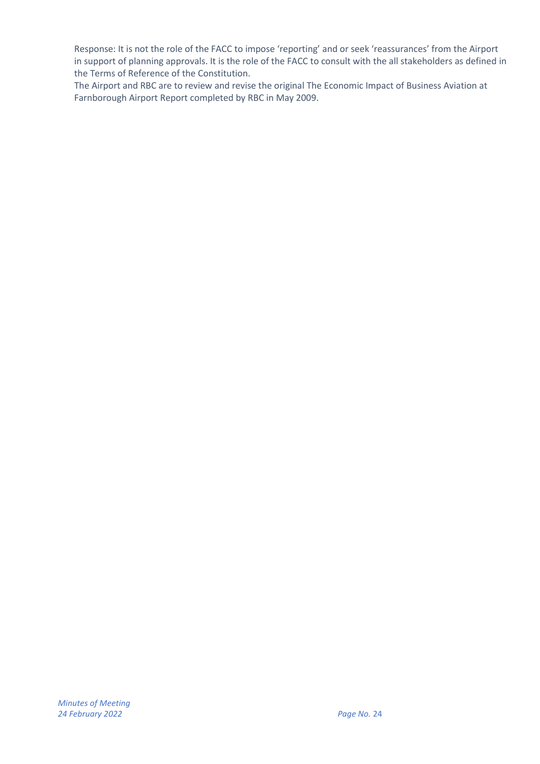Response: It is not the role of the FACC to impose 'reporting' and or seek 'reassurances' from the Airport in support of planning approvals. It is the role of the FACC to consult with the all stakeholders as defined in the Terms of Reference of the Constitution.

The Airport and RBC are to review and revise the original The Economic Impact of Business Aviation at Farnborough Airport Report completed by RBC in May 2009.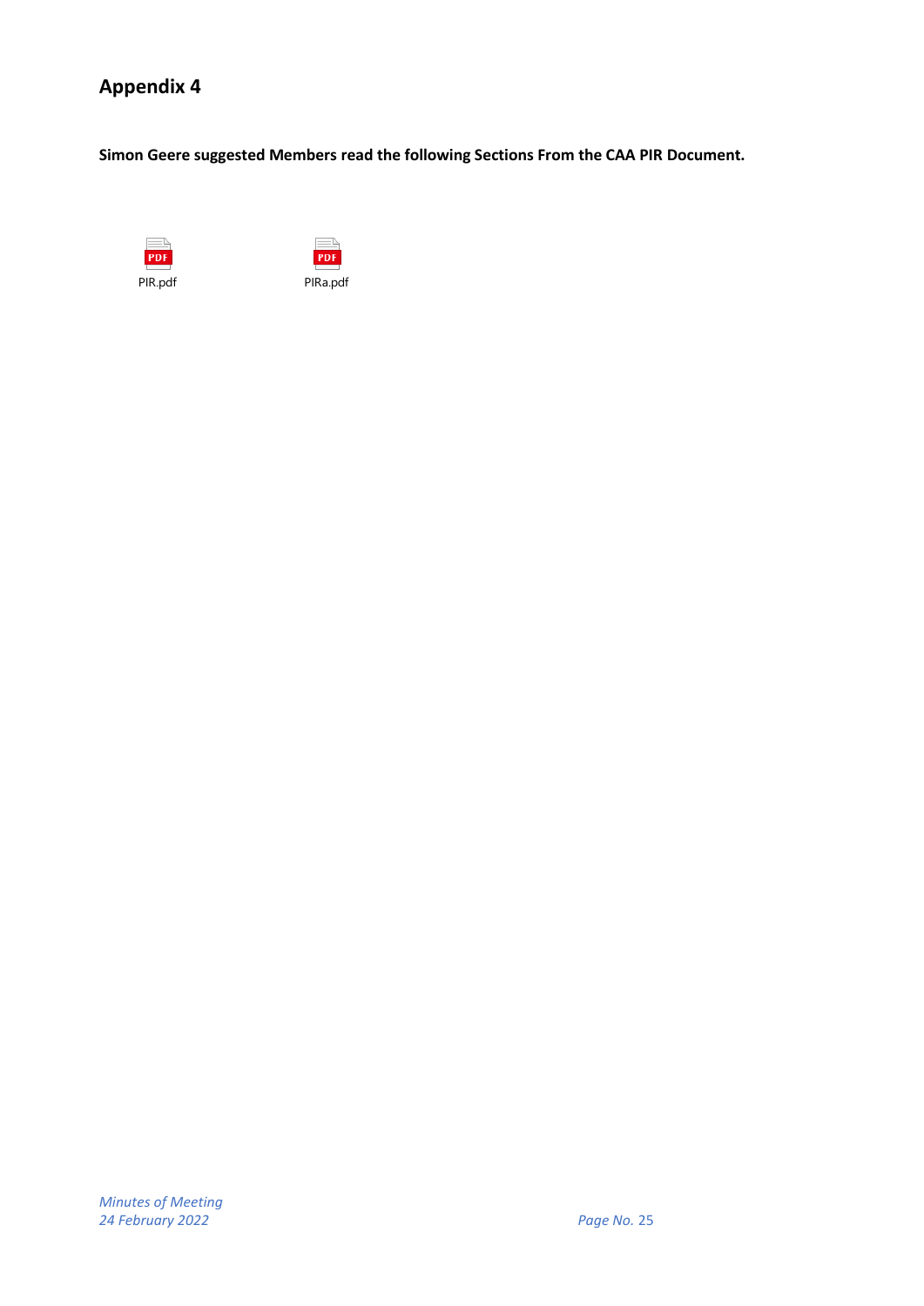# Appendix 4

**Simon Geere suggested Members read the following Sections From the CAA PIR Document.**

PIR.pdf

PIRa.pdf